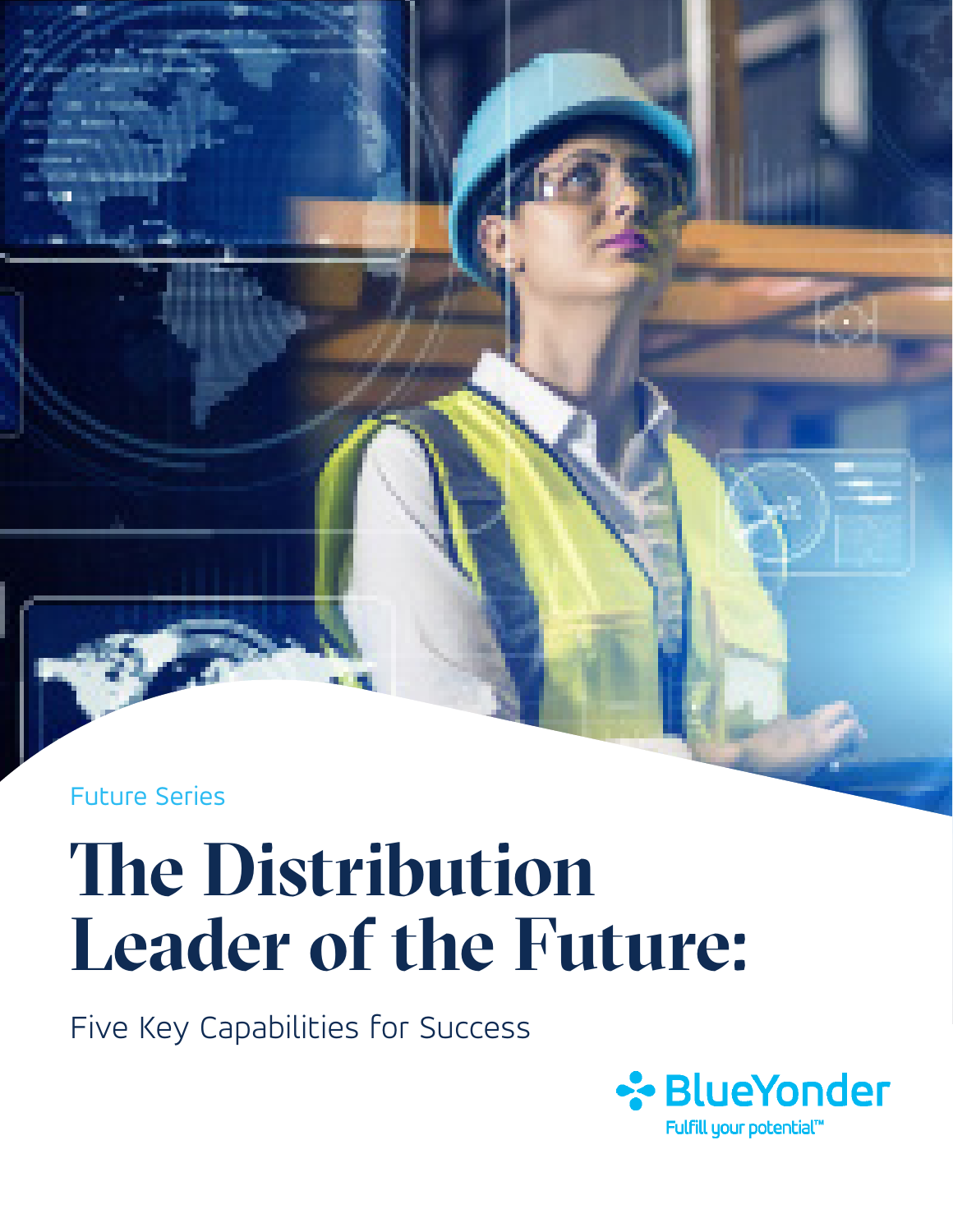Future Series

# The Distribution Leader of the Future:

Five Key Capabilities for Success

BlueYonder

Fulfill your potential™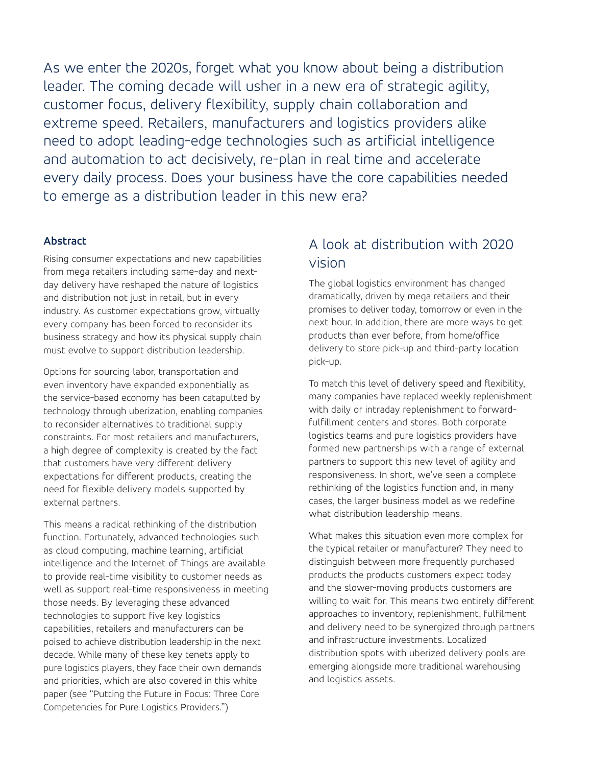As we enter the 2020s, forget what you know about being a distribution leader. The coming decade will usher in a new era of strategic agility, customer focus, delivery flexibility, supply chain collaboration and extreme speed. Retailers, manufacturers and logistics providers alike need to adopt leading-edge technologies such as artificial intelligence and automation to act decisively, re-plan in real time and accelerate every daily process. Does your business have the core capabilities needed to emerge as a distribution leader in this new era?

#### Abstract

Rising consumer expectations and new capabilities from mega retailers including same-day and next-day delivery have reshaped the nature of logistics and distribution not just in retail, but in every industry. As customer expectations grow, virtually every company has been forced to reconsider its business strategy and how its physical supply chain must evolve to support distribution leadership.

Options for sourcing labor, transportation and even inventory have expanded exponentially as the service-based economy has been catapulted by technology through uberization, enabling companies to reconsider alternatives to traditional supply constraints. For most retailers and manufacturers, a high degree of complexity is created by the fact that customers have very different delivery expectations for different products, creating the need for flexible delivery models supported by external partners.

This means a radical rethinking of the distribution function. Fortunately, advanced technologies such as cloud computing, machine learning, artificial intelligence and the Internet of Things are available to provide real-time visibility to customer needs as well as support real-time responsiveness in meeting those needs. By leveraging these advanced technologies to support five key logistics capabilities, retailers and manufacturers can be poised to achieve distribution leadership in the next decade. While many of these key tenets apply to pure logistics players, they face their own demands and priorities, which are also covered in this white paper (see "Putting the Future in Focus: Three Core Competencies for Pure Logistics Providers.")

## A look at distribution with 2020 vision

The global logistics environment has changed dramatically, driven by mega retailers and their promises to deliver today, tomorrow or even in the next hour. In addition, there are more ways to get products than ever before, from home/office delivery to store pick-up and third-party location pick-up.

To match this level of delivery speed and flexibility, many companies have replaced weekly replenishment with daily or intraday replenishment to forward-fulfillment centers and stores. Both corporate logistics teams and pure logistics providers have formed new partnerships with a range of external partners to support this new level of agility and responsiveness. In short, we've seen a complete rethinking of the logistics function and, in many cases, the larger business model as we redefine what distribution leadership means.

What makes this situation even more complex for the typical retailer or manufacturer? They need to distinguish between more frequently purchased products the products customers expect today and the slower-moving products customers are willing to wait for. This means two entirely different approaches to inventory, replenishment, fulfilment and delivery need to be synergized through partners and infrastructure investments. Localized distribution spots with uberized delivery pools are emerging alongside more traditional warehousing and logistics assets.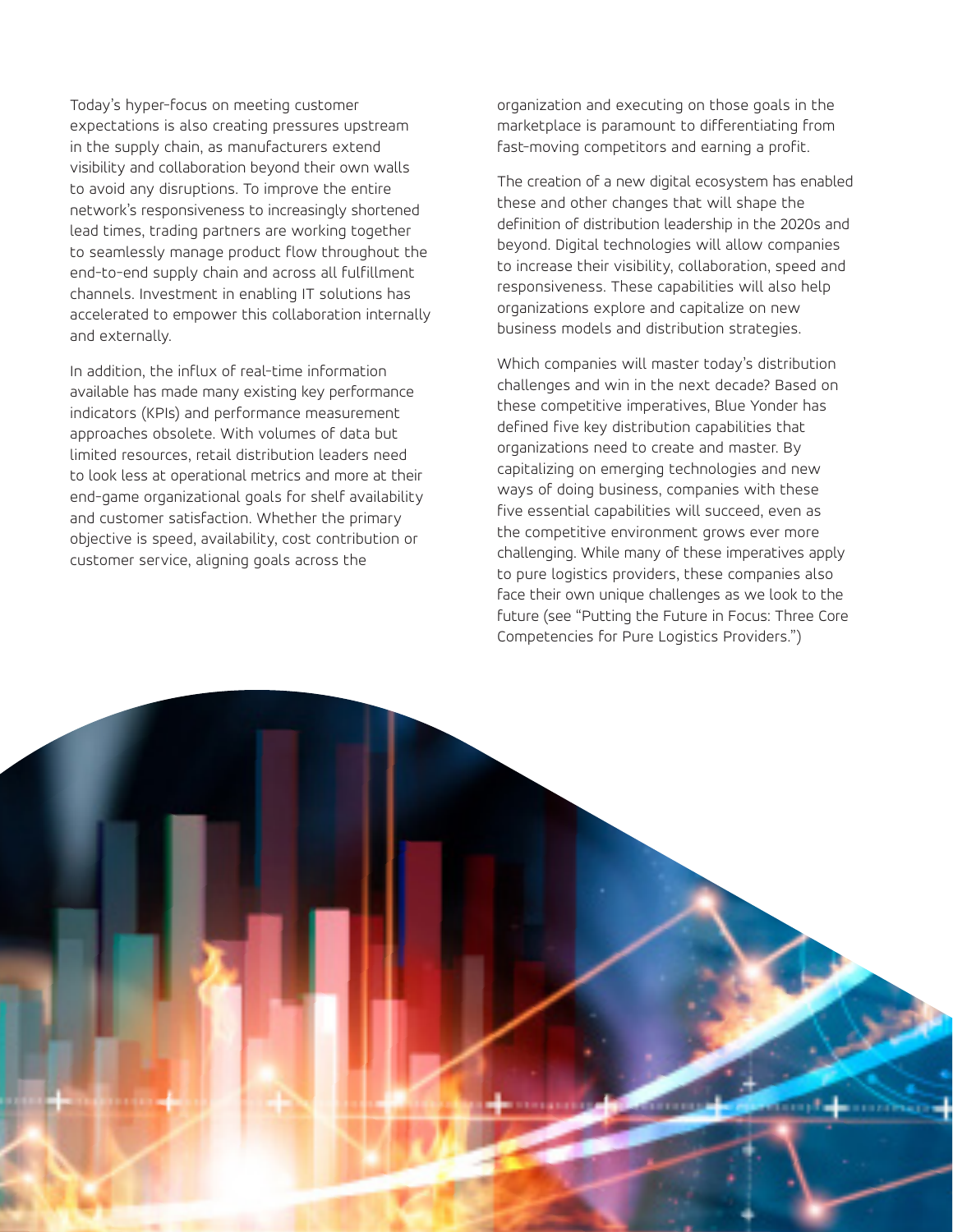Today's hyper-focus on meeting customer expectations is also creating pressures upstream in the supply chain, as manufacturers extend visibility and collaboration beyond their own walls to avoid any disruptions. To improve the entire network's responsiveness to increasingly shortened lead times, trading partners are working together to seamlessly manage product flow throughout the end-to-end supply chain and across all fulfillment channels. Investment in enabling IT solutions has accelerated to empower this collaboration internally and externally.

In addition, the influx of real-time information available has made many existing key performance indicators (KPIs) and performance measurement approaches obsolete. With volumes of data but limited resources, retail distribution leaders need to look less at operational metrics and more at their end-game organizational goals for shelf availability and customer satisfaction. Whether the primary objective is speed, availability, cost contribution or customer service, aligning goals across the organization and executing on those goals in the marketplace is paramount to differentiating from fast-moving competitors and earning a profit.

The creation of a new digital ecosystem has enabled these and other changes that will shape the definition of distribution leadership in the 2020s and beyond. Digital technologies will allow companies to increase their visibility, collaboration, speed and responsiveness. These capabilities will also help organizations explore and capitalize on new business models and distribution strategies.

Which companies will master today's distribution challenges and win in the next decade? Based on these competitive imperatives, Blue Yonder has defined five key distribution capabilities that organizations need to create and master. By capitalizing on emerging technologies and new ways of doing business, companies with these five essential capabilities will succeed, even as the competitive environment grows ever more challenging. While many of these imperatives apply to pure logistics providers, these companies also face their own unique challenges as we look to the future (see "Putting the Future in Focus: Three Core Competencies for Pure Logistics Providers.")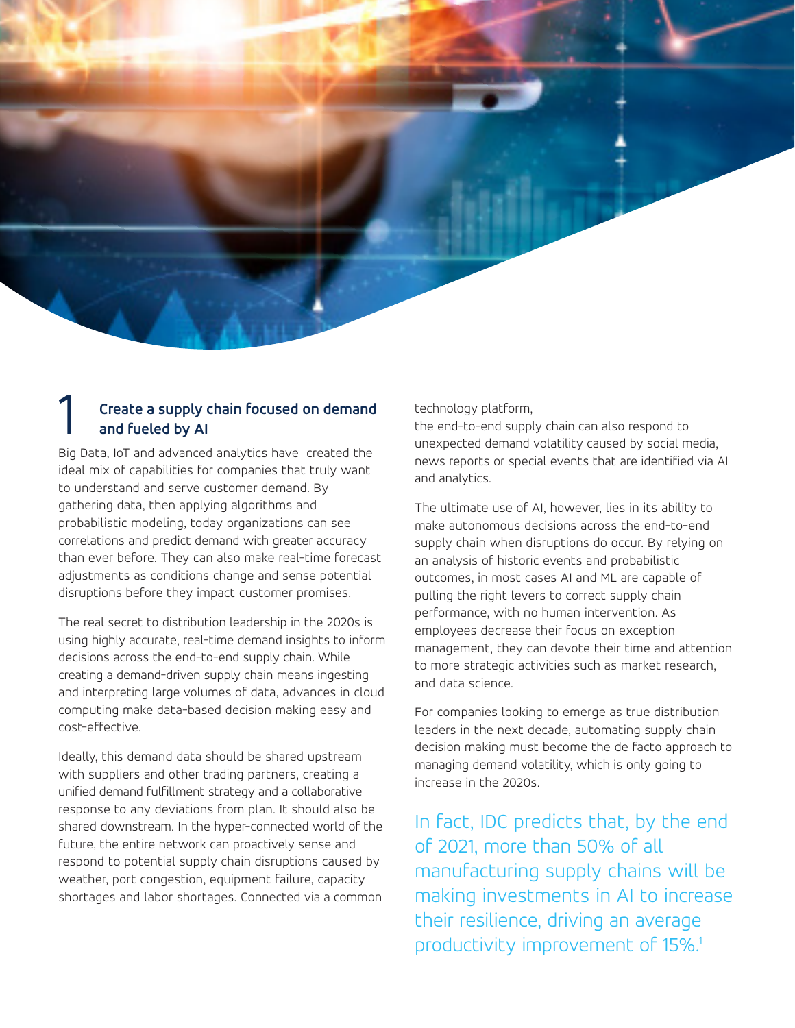## 1 Create a supply chain focused on demand and fueled by AI

Big Data, IoT and advanced analytics have created the ideal mix of capabilities for companies that truly want to understand and serve customer demand. By gathering data, then applying algorithms and probabilistic modeling, today organizations can see correlations and predict demand with greater accuracy than ever before. They can also make real-time forecast adjustments as conditions change and sense potential disruptions before they impact customer promises.

The real secret to distribution leadership in the 2020s is using highly accurate, real-time demand insights to inform decisions across the end-to-end supply chain. While creating a demand-driven supply chain means ingesting and interpreting large volumes of data, advances in cloud computing make data-based decision making easy and cost-effective.

Ideally, this demand data should be shared upstream with suppliers and other trading partners, creating a unified demand fulfillment strategy and a collaborative response to any deviations from plan. It should also be shared downstream. In the hyper-connected world of the future, the entire network can proactively sense and respond to potential supply chain disruptions caused by weather, port congestion, equipment failure, capacity shortages and labor shortages. Connected via a common technology platform, the end-to-end supply chain can also respond to unexpected demand volatility caused by social media, news reports or special events that are identified via AI and analytics.

The ultimate use of AI, however, lies in its ability to make autonomous decisions across the end-to-end supply chain when disruptions do occur. By relying on an analysis of historic events and probabilistic outcomes, in most cases AI and ML are capable of pulling the right levers to correct supply chain performance, with no human intervention. As employees decrease their focus on exception management, they can devote their time and attention to more strategic activities such as market research, and data science.

For companies looking to emerge as true distribution leaders in the next decade, automating supply chain decision making must become the de facto approach to managing demand volatility, which is only going to increase in the 2020s.

In fact, IDC predicts that, by the end of 2021, more than 50% of all manufacturing supply chains will be making investments in AI to increase their resilience, driving an average productivity improvement of 15%.[1]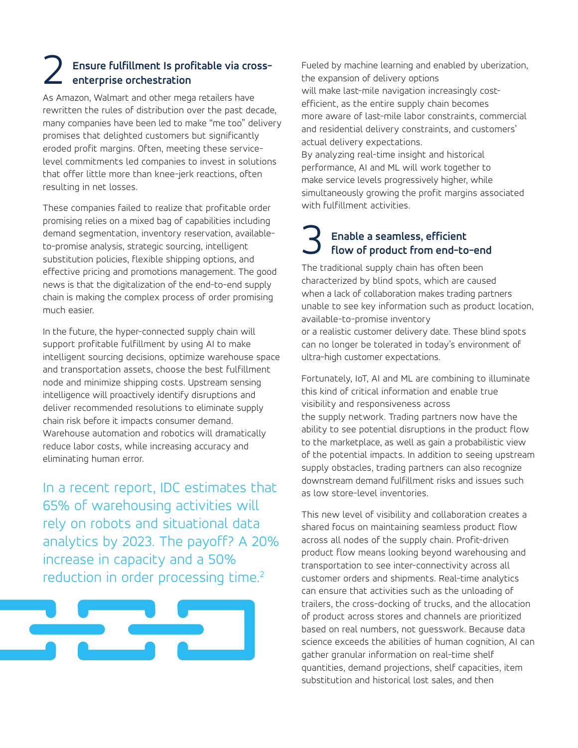## 2 Ensure fulfillment Is profitable via cross-enterprise orchestration

As Amazon, Walmart and other mega retailers have rewritten the rules of distribution over the past decade, many companies have been led to make "me too" delivery promises that delighted customers but significantly eroded profit margins. Often, meeting these service-level commitments led companies to invest in solutions that offer little more than knee-jerk reactions, often resulting in net losses.

These companies failed to realize that profitable order promising relies on a mixed bag of capabilities including demand segmentation, inventory reservation, available-to-promise analysis, strategic sourcing, intelligent substitution policies, flexible shipping options, and effective pricing and promotions management. The good news is that the digitalization of the end-to-end supply chain is making the complex process of order promising much easier.

In the future, the hyper-connected supply chain will support profitable fulfillment by using AI to make intelligent sourcing decisions, optimize warehouse space and transportation assets, choose the best fulfillment node and minimize shipping costs. Upstream sensing intelligence will proactively identify disruptions and deliver recommended resolutions to eliminate supply chain risk before it impacts consumer demand. Warehouse automation and robotics will dramatically reduce labor costs, while increasing accuracy and eliminating human error.

In a recent report, IDC estimates that 65% of warehousing activities will rely on robots and situational data analytics by 2023. The payoff? A 20% increase in capacity and a 50% reduction in order processing time.[2]

Fueled by machine learning and enabled by uberization, the expansion of delivery options will make last-mile navigation increasingly cost-efficient, as the entire supply chain becomes more aware of last-mile labor constraints, commercial and residential delivery constraints, and customers' actual delivery expectations.

By analyzing real-time insight and historical performance, AI and ML will work together to make service levels progressively higher, while simultaneously growing the profit margins associated with fulfillment activities.

## 3 Enable a seamless, efficient flow of product from end-to-end

The traditional supply chain has often been characterized by blind spots, which are caused when a lack of collaboration makes trading partners unable to see key information such as product location, available-to-promise inventory or a realistic customer delivery date. These blind spots can no longer be tolerated in today's environment of ultra-high customer expectations.

Fortunately, IoT, AI and ML are combining to illuminate this kind of critical information and enable true visibility and responsiveness across the supply network. Trading partners now have the ability to see potential disruptions in the product flow to the marketplace, as well as gain a probabilistic view of the potential impacts. In addition to seeing upstream supply obstacles, trading partners can also recognize downstream demand fulfillment risks and issues such as low store-level inventories.

This new level of visibility and collaboration creates a shared focus on maintaining seamless product flow across all nodes of the supply chain. Profit-driven product flow means looking beyond warehousing and transportation to see inter-connectivity across all customer orders and shipments. Real-time analytics can ensure that activities such as the unloading of trailers, the cross-docking of trucks, and the allocation of product across stores and channels are prioritized based on real numbers, not guesswork. Because data science exceeds the abilities of human cognition, AI can gather granular information on real-time shelf quantities, demand projections, shelf capacities, item substitution and historical lost sales, and then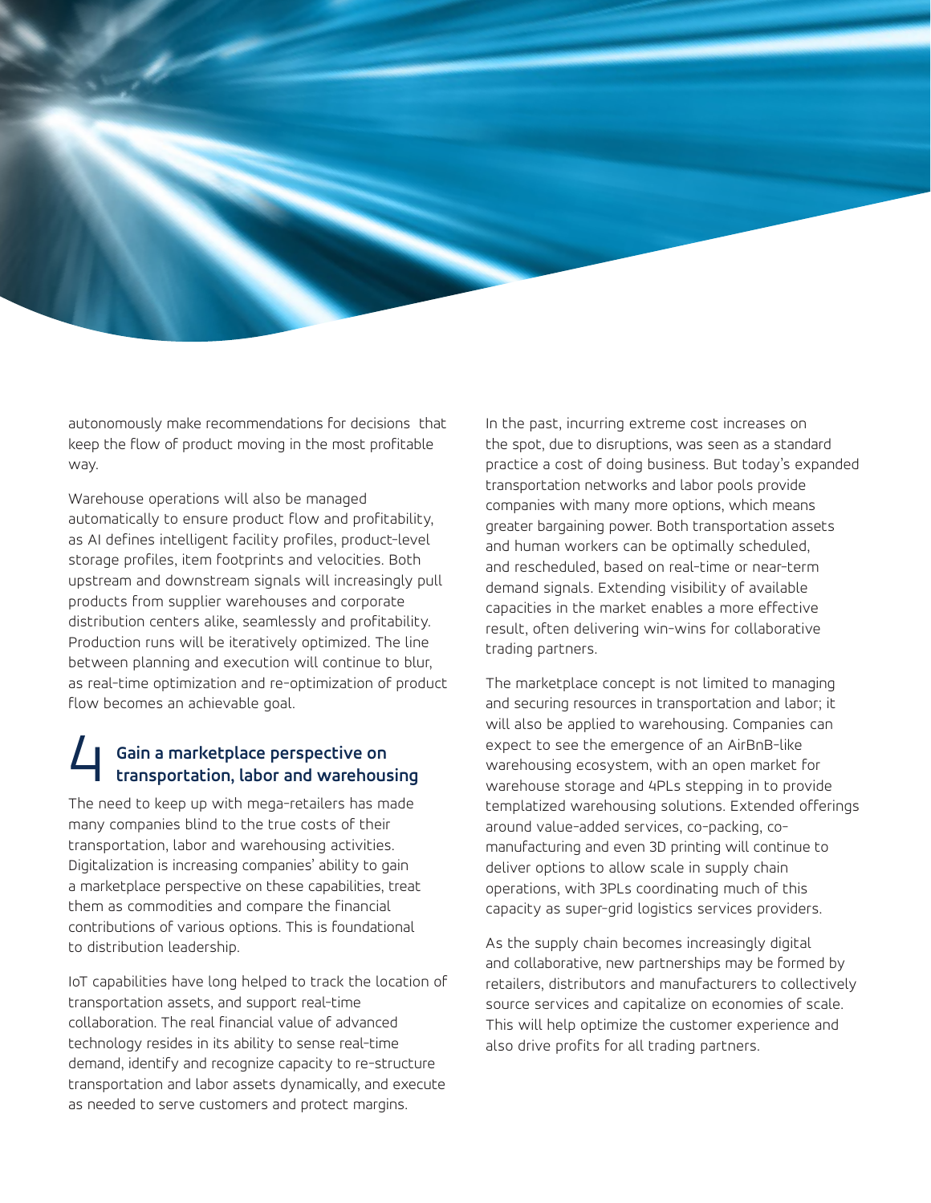autonomously make recommendations for decisions that keep the flow of product moving in the most profitable way.

Warehouse operations will also be managed automatically to ensure product flow and profitability, as AI defines intelligent facility profiles, product-level storage profiles, item footprints and velocities. Both upstream and downstream signals will increasingly pull products from supplier warehouses and corporate distribution centers alike, seamlessly and profitability. Production runs will be iteratively optimized. The line between planning and execution will continue to blur, as real-time optimization and re-optimization of product flow becomes an achievable goal.

## 4 Gain a marketplace perspective on transportation, labor and warehousing

The need to keep up with mega-retailers has made many companies blind to the true costs of their transportation, labor and warehousing activities. Digitalization is increasing companies' ability to gain a marketplace perspective on these capabilities, treat them as commodities and compare the financial contributions of various options. This is foundational to distribution leadership.

IoT capabilities have long helped to track the location of transportation assets, and support real-time collaboration. The real financial value of advanced technology resides in its ability to sense real-time demand, identify and recognize capacity to re-structure transportation and labor assets dynamically, and execute as needed to serve customers and protect margins.

In the past, incurring extreme cost increases on the spot, due to disruptions, was seen as a standard practice a cost of doing business. But today's expanded transportation networks and labor pools provide companies with many more options, which means greater bargaining power. Both transportation assets and human workers can be optimally scheduled, and rescheduled, based on real-time or near-term demand signals. Extending visibility of available capacities in the market enables a more effective result, often delivering win-wins for collaborative trading partners.

The marketplace concept is not limited to managing and securing resources in transportation and labor; it will also be applied to warehousing. Companies can expect to see the emergence of an AirBnB-like warehousing ecosystem, with an open market for warehouse storage and 4PLs stepping in to provide templatized warehousing solutions. Extended offerings around value-added services, co-packing, co-manufacturing and even 3D printing will continue to deliver options to allow scale in supply chain operations, with 3PLs coordinating much of this capacity as super-grid logistics services providers.

As the supply chain becomes increasingly digital and collaborative, new partnerships may be formed by retailers, distributors and manufacturers to collectively source services and capitalize on economies of scale. This will help optimize the customer experience and also drive profits for all trading partners.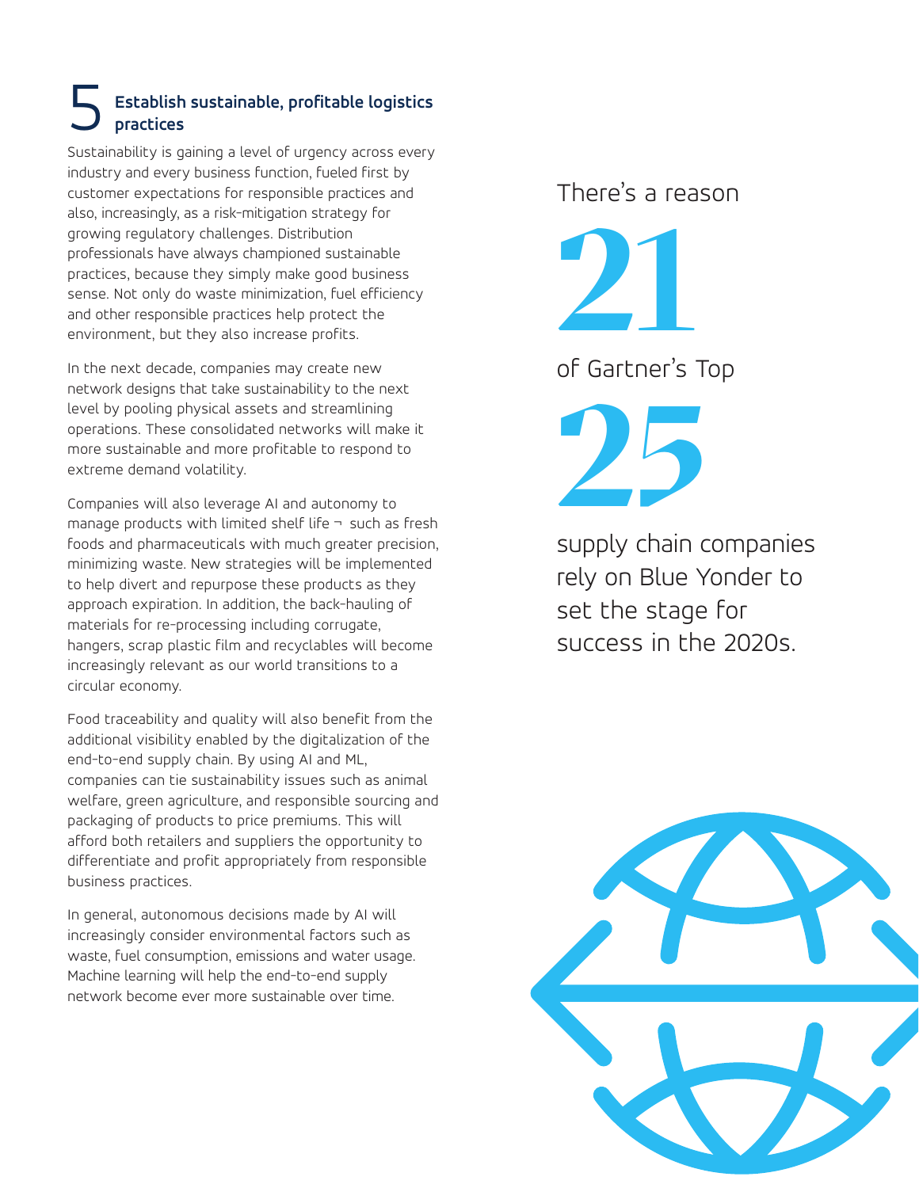## 5 Establish sustainable, profitable logistics practices

Sustainability is gaining a level of urgency across every industry and every business function, fueled first by customer expectations for responsible practices and also, increasingly, as a risk-mitigation strategy for growing regulatory challenges. Distribution professionals have always championed sustainable practices, because they simply make good business sense. Not only do waste minimization, fuel efficiency and other responsible practices help protect the environment, but they also increase profits.

In the next decade, companies may create new network designs that take sustainability to the next level by pooling physical assets and streamlining operations. These consolidated networks will make it more sustainable and more profitable to respond to extreme demand volatility.

Companies will also leverage AI and autonomy to manage products with limited shelf life ¬ such as fresh foods and pharmaceuticals with much greater precision, minimizing waste. New strategies will be implemented to help divert and repurpose these products as they approach expiration. In addition, the back-hauling of materials for re-processing including corrugate, hangers, scrap plastic film and recyclables will become increasingly relevant as our world transitions to a circular economy.

Food traceability and quality will also benefit from the additional visibility enabled by the digitalization of the end-to-end supply chain. By using AI and ML, companies can tie sustainability issues such as animal welfare, green agriculture, and responsible sourcing and packaging of products to price premiums. This will afford both retailers and suppliers the opportunity to differentiate and profit appropriately from responsible business practices.

In general, autonomous decisions made by AI will increasingly consider environmental factors such as waste, fuel consumption, emissions and water usage. Machine learning will help the end-to-end supply network become ever more sustainable over time.

There's a reason

**21**

of Gartner's Top

**25**

supply chain companies rely on Blue Yonder to set the stage for success in the 2020s.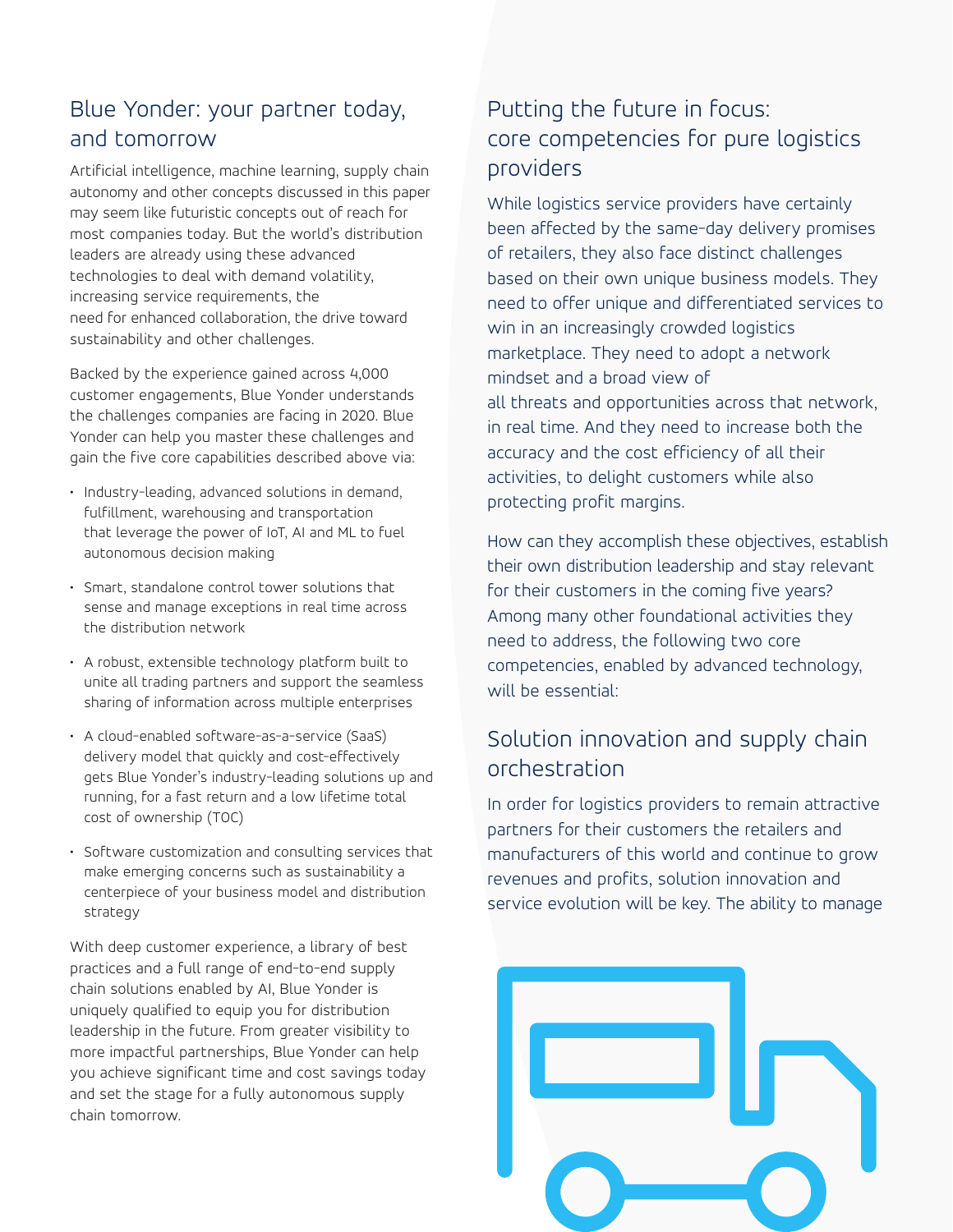## Blue Yonder: your partner today, and tomorrow

Artificial intelligence, machine learning, supply chain autonomy and other concepts discussed in this paper may seem like futuristic concepts out of reach for most companies today. But the world's distribution leaders are already using these advanced technologies to deal with demand volatility, increasing service requirements, the need for enhanced collaboration, the drive toward sustainability and other challenges.

Backed by the experience gained across 4,000 customer engagements, Blue Yonder understands the challenges companies are facing in 2020. Blue Yonder can help you master these challenges and gain the five core capabilities described above via:

- Industry-leading, advanced solutions in demand, fulfillment, warehousing and transportation that leverage the power of IoT, AI and ML to fuel autonomous decision making
- Smart, standalone control tower solutions that sense and manage exceptions in real time across the distribution network
- A robust, extensible technology platform built to unite all trading partners and support the seamless sharing of information across multiple enterprises
- A cloud-enabled software-as-a-service (SaaS) delivery model that quickly and cost-effectively gets Blue Yonder's industry-leading solutions up and running, for a fast return and a low lifetime total cost of ownership (TOC)
- Software customization and consulting services that make emerging concerns such as sustainability a centerpiece of your business model and distribution strategy

With deep customer experience, a library of best practices and a full range of end-to-end supply chain solutions enabled by AI, Blue Yonder is uniquely qualified to equip you for distribution leadership in the future. From greater visibility to more impactful partnerships, Blue Yonder can help you achieve significant time and cost savings today and set the stage for a fully autonomous supply chain tomorrow.

## Putting the future in focus: core competencies for pure logistics providers

While logistics service providers have certainly been affected by the same-day delivery promises of retailers, they also face distinct challenges based on their own unique business models. They need to offer unique and differentiated services to win in an increasingly crowded logistics marketplace. They need to adopt a network mindset and a broad view of all threats and opportunities across that network, in real time. And they need to increase both the accuracy and the cost efficiency of all their activities, to delight customers while also protecting profit margins.

How can they accomplish these objectives, establish their own distribution leadership and stay relevant for their customers in the coming five years? Among many other foundational activities they need to address, the following two core competencies, enabled by advanced technology, will be essential:

### Solution innovation and supply chain orchestration

In order for logistics providers to remain attractive partners for their customers the retailers and manufacturers of this world and continue to grow revenues and profits, solution innovation and service evolution will be key. The ability to manage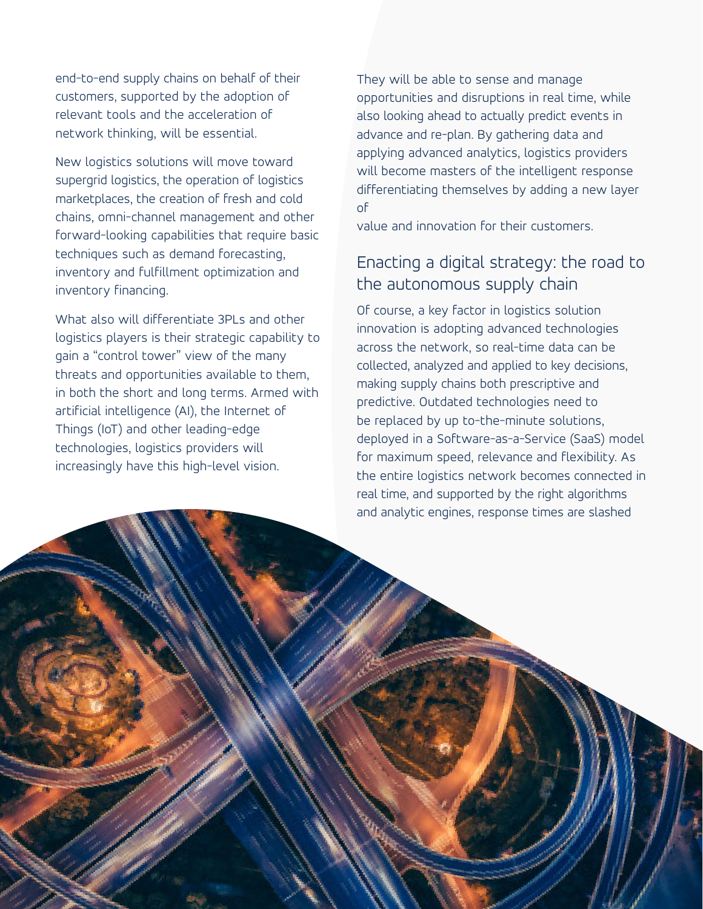end-to-end supply chains on behalf of their customers, supported by the adoption of relevant tools and the acceleration of network thinking, will be essential.

New logistics solutions will move toward supergrid logistics, the operation of logistics marketplaces, the creation of fresh and cold chains, omni-channel management and other forward-looking capabilities that require basic techniques such as demand forecasting, inventory and fulfillment optimization and inventory financing.

What also will differentiate 3PLs and other logistics players is their strategic capability to gain a "control tower" view of the many threats and opportunities available to them, in both the short and long terms. Armed with artificial intelligence (AI), the Internet of Things (IoT) and other leading-edge technologies, logistics providers will increasingly have this high-level vision.

They will be able to sense and manage opportunities and disruptions in real time, while also looking ahead to actually predict events in advance and re-plan. By gathering data and applying advanced analytics, logistics providers will become masters of the intelligent response differentiating themselves by adding a new layer of value and innovation for their customers.

## Enacting a digital strategy: the road to the autonomous supply chain

Of course, a key factor in logistics solution innovation is adopting advanced technologies across the network, so real-time data can be collected, analyzed and applied to key decisions, making supply chains both prescriptive and predictive. Outdated technologies need to be replaced by up to-the-minute solutions, deployed in a Software-as-a-Service (SaaS) model for maximum speed, relevance and flexibility. As the entire logistics network becomes connected in real time, and supported by the right algorithms and analytic engines, response times are slashed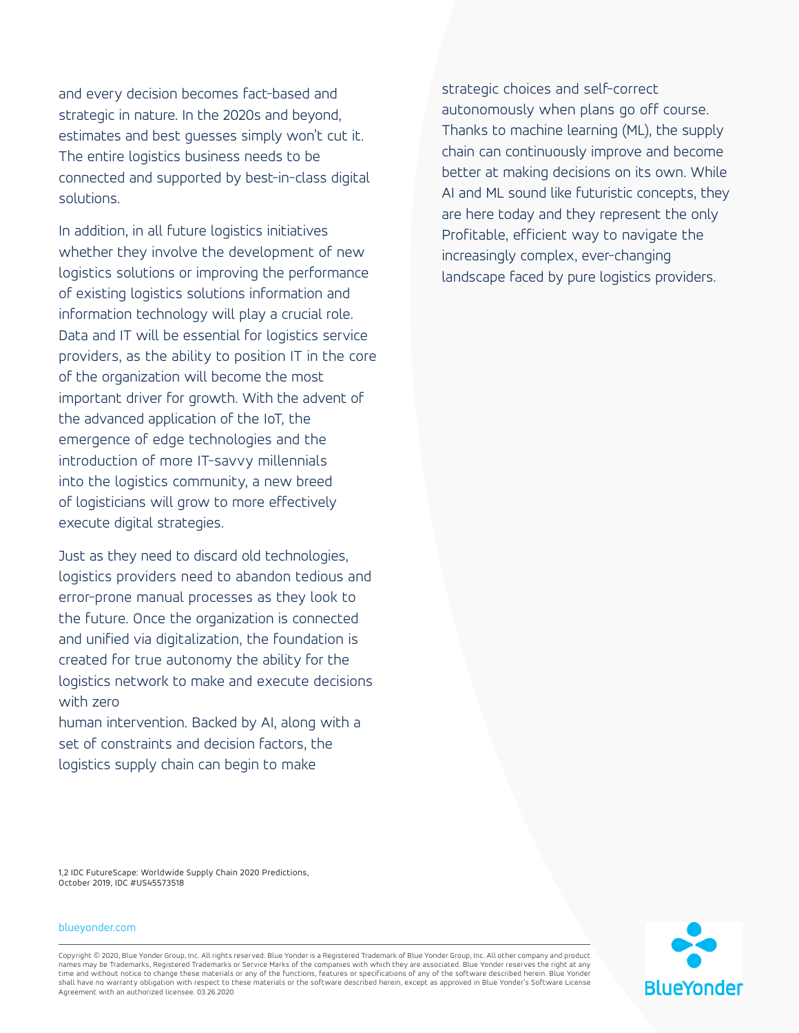and every decision becomes fact-based and strategic in nature. In the 2020s and beyond, estimates and best guesses simply won't cut it. The entire logistics business needs to be connected and supported by best-in-class digital solutions.

In addition, in all future logistics initiatives whether they involve the development of new logistics solutions or improving the performance of existing logistics solutions information and information technology will play a crucial role. Data and IT will be essential for logistics service providers, as the ability to position IT in the core of the organization will become the most important driver for growth. With the advent of the advanced application of the IoT, the emergence of edge technologies and the introduction of more IT-savvy millennials into the logistics community, a new breed of logisticians will grow to more effectively execute digital strategies.

Just as they need to discard old technologies, logistics providers need to abandon tedious and error-prone manual processes as they look to the future. Once the organization is connected and unified via digitalization, the foundation is created for true autonomy the ability for the logistics network to make and execute decisions with zero human intervention. Backed by AI, along with a set of constraints and decision factors, the logistics supply chain can begin to make strategic choices and self-correct autonomously when plans go off course. Thanks to machine learning (ML), the supply chain can continuously improve and become better at making decisions on its own. While AI and ML sound like futuristic concepts, they are here today and they represent the only Profitable, efficient way to navigate the increasingly complex, ever-changing landscape faced by pure logistics providers.

1,2 IDC FutureScape: Worldwide Supply Chain 2020 Predictions, October 2019, IDC #US45573518

blueyonder.com

Copyright © 2020, Blue Yonder Group, Inc. All rights reserved. Blue Yonder is a Registered Trademark of Blue Yonder Group, Inc. All other company and product names may be Trademarks, Registered Trademarks or Service Marks of the companies with which they are associated. Blue Yonder reserves the right at any time and without notice to change these materials or any of the functions, features or specifications of any of the software described herein. Blue Yonder shall have no warranty obligation with respect to these materials or the software described herein, except as approved in Blue Yonder's Software License Agreement with an authorized licensee. 03.26.2020

BlueYonder